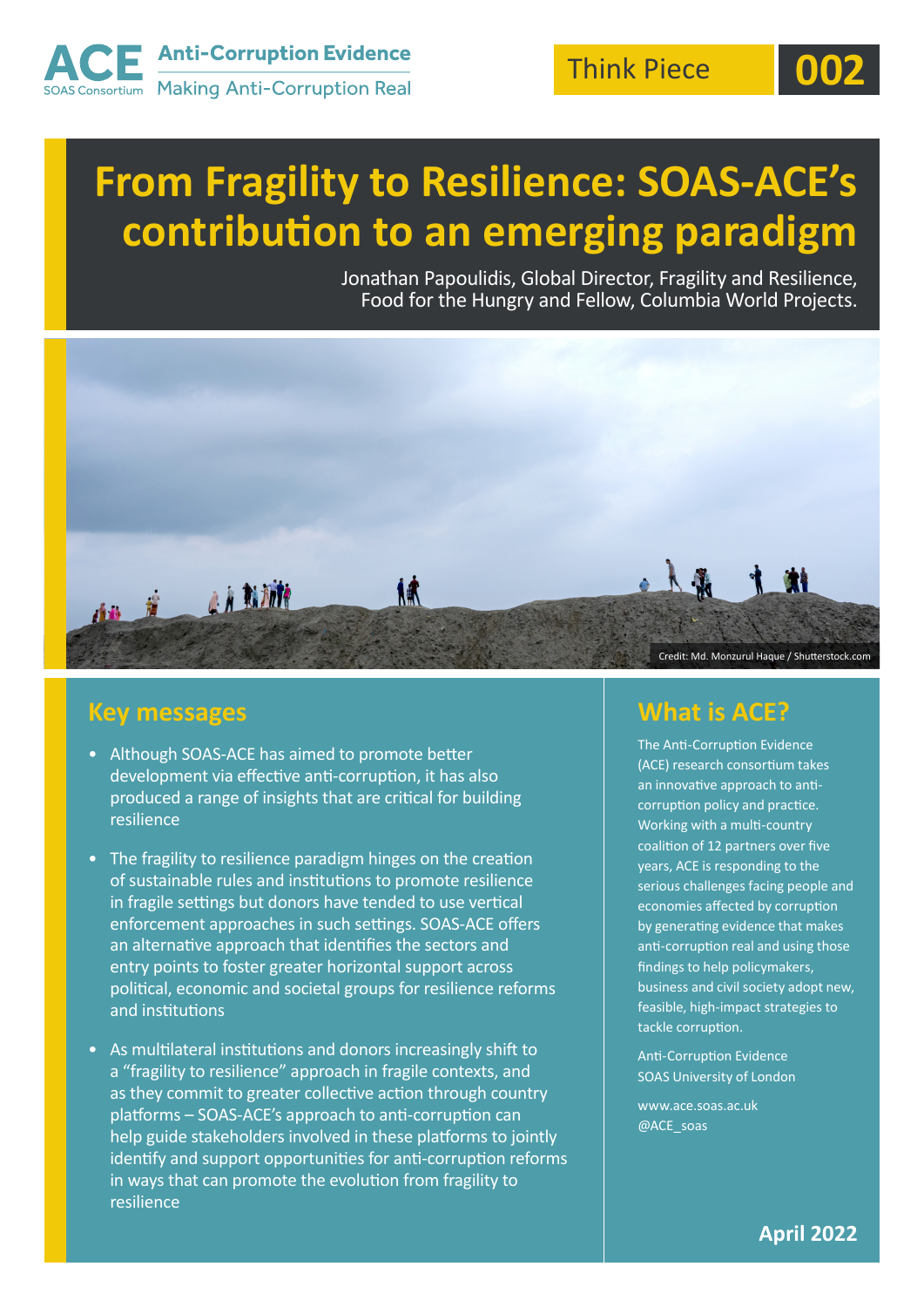ACE Anti-Corruption Evidence
SOAS Consortium Making Anti-Corruption Real

Think Piece 002

# From Fragility to Resilience: SOAS-ACE's contribution to an emerging paradigm

Jonathan Papoulidis, Global Director, Fragility and Resilience, Food for the Hungry and Fellow, Columbia World Projects.

Credit: Md. Monzurul Haque / Shutterstock.com

## Key messages

- Although SOAS-ACE has aimed to promote better development via effective anti-corruption, it has also produced a range of insights that are critical for building resilience
- The fragility to resilience paradigm hinges on the creation of sustainable rules and institutions to promote resilience in fragile settings but donors have tended to use vertical enforcement approaches in such settings. SOAS-ACE offers an alternative approach that identifies the sectors and entry points to foster greater horizontal support across political, economic and societal groups for resilience reforms and institutions
- As multilateral institutions and donors increasingly shift to a "fragility to resilience" approach in fragile contexts, and as they commit to greater collective action through country platforms – SOAS-ACE's approach to anti-corruption can help guide stakeholders involved in these platforms to jointly identify and support opportunities for anti-corruption reforms in ways that can promote the evolution from fragility to resilience

## What is ACE?

The Anti-Corruption Evidence (ACE) research consortium takes an innovative approach to anti-corruption policy and practice. Working with a multi-country coalition of 12 partners over five years, ACE is responding to the serious challenges facing people and economies affected by corruption by generating evidence that makes anti-corruption real and using those findings to help policymakers, business and civil society adopt new, feasible, high-impact strategies to tackle corruption.

Anti-Corruption Evidence
SOAS University of London

www.ace.soas.ac.uk
@ACE_soas

April 2022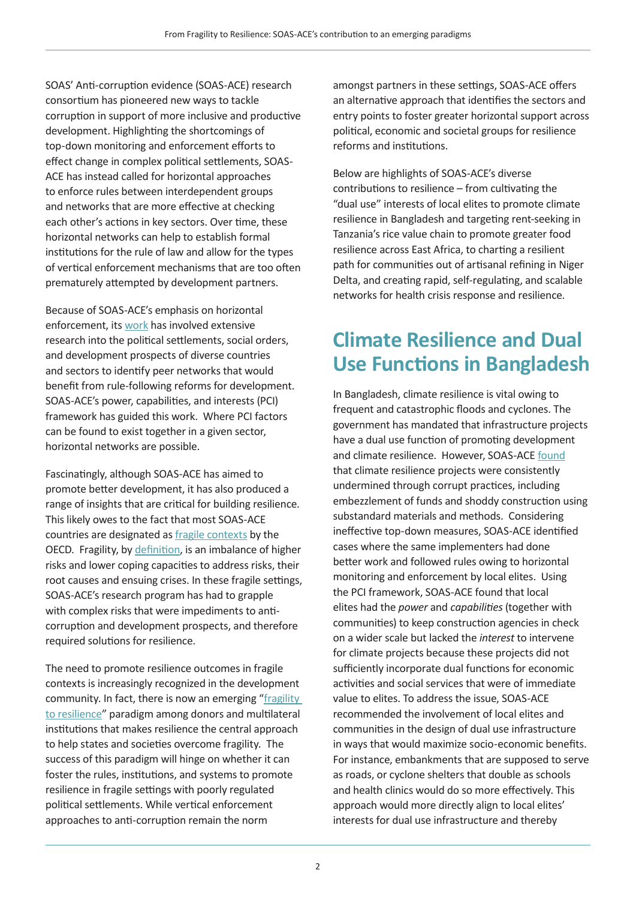SOAS' Anti-corruption evidence (SOAS-ACE) research consortium has pioneered new ways to tackle corruption in support of more inclusive and productive development. Highlighting the shortcomings of top-down monitoring and enforcement efforts to effect change in complex political settlements, SOAS-ACE has instead called for horizontal approaches to enforce rules between interdependent groups and networks that are more effective at checking each other's actions in key sectors. Over time, these horizontal networks can help to establish formal institutions for the rule of law and allow for the types of vertical enforcement mechanisms that are too often prematurely attempted by development partners.

Because of SOAS-ACE's emphasis on horizontal enforcement, its work has involved extensive research into the political settlements, social orders, and development prospects of diverse countries and sectors to identify peer networks that would benefit from rule-following reforms for development. SOAS-ACE's power, capabilities, and interests (PCI) framework has guided this work. Where PCI factors can be found to exist together in a given sector, horizontal networks are possible.

Fascinatingly, although SOAS-ACE has aimed to promote better development, it has also produced a range of insights that are critical for building resilience. This likely owes to the fact that most SOAS-ACE countries are designated as fragile contexts by the OECD. Fragility, by definition, is an imbalance of higher risks and lower coping capacities to address risks, their root causes and ensuing crises. In these fragile settings, SOAS-ACE's research program has had to grapple with complex risks that were impediments to anti-corruption and development prospects, and therefore required solutions for resilience.

The need to promote resilience outcomes in fragile contexts is increasingly recognized in the development community. In fact, there is now an emerging "fragility to resilience" paradigm among donors and multilateral institutions that makes resilience the central approach to help states and societies overcome fragility. The success of this paradigm will hinge on whether it can foster the rules, institutions, and systems to promote resilience in fragile settings with poorly regulated political settlements. While vertical enforcement approaches to anti-corruption remain the norm amongst partners in these settings, SOAS-ACE offers an alternative approach that identifies the sectors and entry points to foster greater horizontal support across political, economic and societal groups for resilience reforms and institutions.

Below are highlights of SOAS-ACE's diverse contributions to resilience – from cultivating the "dual use" interests of local elites to promote climate resilience in Bangladesh and targeting rent-seeking in Tanzania's rice value chain to promote greater food resilience across East Africa, to charting a resilient path for communities out of artisanal refining in Niger Delta, and creating rapid, self-regulating, and scalable networks for health crisis response and resilience.

## Climate Resilience and Dual Use Functions in Bangladesh

In Bangladesh, climate resilience is vital owing to frequent and catastrophic floods and cyclones. The government has mandated that infrastructure projects have a dual use function of promoting development and climate resilience. However, SOAS-ACE found that climate resilience projects were consistently undermined through corrupt practices, including embezzlement of funds and shoddy construction using substandard materials and methods. Considering ineffective top-down measures, SOAS-ACE identified cases where the same implementers had done better work and followed rules owing to horizontal monitoring and enforcement by local elites. Using the PCI framework, SOAS-ACE found that local elites had the *power* and *capabilities* (together with communities) to keep construction agencies in check on a wider scale but lacked the *interest* to intervene for climate projects because these projects did not sufficiently incorporate dual functions for economic activities and social services that were of immediate value to elites. To address the issue, SOAS-ACE recommended the involvement of local elites and communities in the design of dual use infrastructure in ways that would maximize socio-economic benefits. For instance, embankments that are supposed to serve as roads, or cyclone shelters that double as schools and health clinics would do so more effectively. This approach would more directly align to local elites' interests for dual use infrastructure and thereby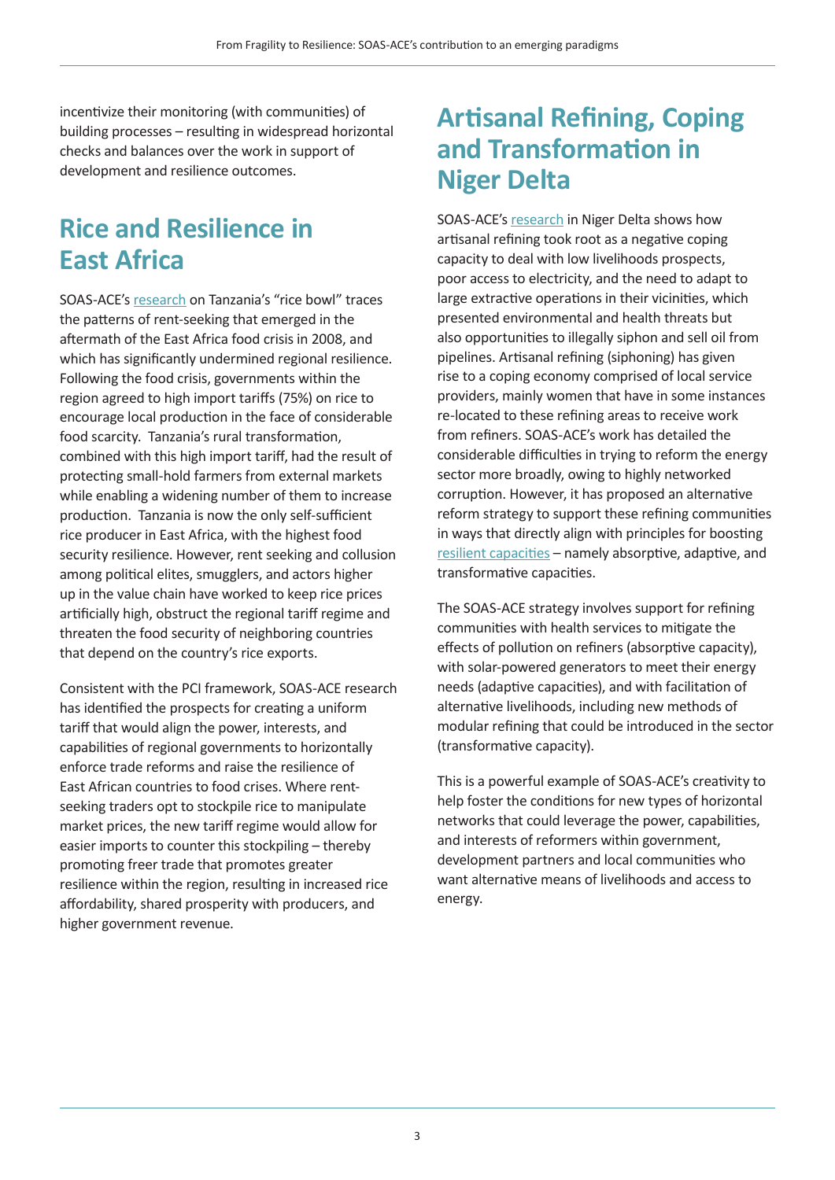incentivize their monitoring (with communities) of building processes – resulting in widespread horizontal checks and balances over the work in support of development and resilience outcomes.

## Rice and Resilience in East Africa

SOAS-ACE's research on Tanzania's "rice bowl" traces the patterns of rent-seeking that emerged in the aftermath of the East Africa food crisis in 2008, and which has significantly undermined regional resilience. Following the food crisis, governments within the region agreed to high import tariffs (75%) on rice to encourage local production in the face of considerable food scarcity. Tanzania's rural transformation, combined with this high import tariff, had the result of protecting small-hold farmers from external markets while enabling a widening number of them to increase production. Tanzania is now the only self-sufficient rice producer in East Africa, with the highest food security resilience. However, rent seeking and collusion among political elites, smugglers, and actors higher up in the value chain have worked to keep rice prices artificially high, obstruct the regional tariff regime and threaten the food security of neighboring countries that depend on the country's rice exports.

Consistent with the PCI framework, SOAS-ACE research has identified the prospects for creating a uniform tariff that would align the power, interests, and capabilities of regional governments to horizontally enforce trade reforms and raise the resilience of East African countries to food crises. Where rent-seeking traders opt to stockpile rice to manipulate market prices, the new tariff regime would allow for easier imports to counter this stockpiling – thereby promoting freer trade that promotes greater resilience within the region, resulting in increased rice affordability, shared prosperity with producers, and higher government revenue.

## Artisanal Refining, Coping and Transformation in Niger Delta

SOAS-ACE's research in Niger Delta shows how artisanal refining took root as a negative coping capacity to deal with low livelihoods prospects, poor access to electricity, and the need to adapt to large extractive operations in their vicinities, which presented environmental and health threats but also opportunities to illegally siphon and sell oil from pipelines. Artisanal refining (siphoning) has given rise to a coping economy comprised of local service providers, mainly women that have in some instances re-located to these refining areas to receive work from refiners. SOAS-ACE's work has detailed the considerable difficulties in trying to reform the energy sector more broadly, owing to highly networked corruption. However, it has proposed an alternative reform strategy to support these refining communities in ways that directly align with principles for boosting resilient capacities – namely absorptive, adaptive, and transformative capacities.

The SOAS-ACE strategy involves support for refining communities with health services to mitigate the effects of pollution on refiners (absorptive capacity), with solar-powered generators to meet their energy needs (adaptive capacities), and with facilitation of alternative livelihoods, including new methods of modular refining that could be introduced in the sector (transformative capacity).

This is a powerful example of SOAS-ACE's creativity to help foster the conditions for new types of horizontal networks that could leverage the power, capabilities, and interests of reformers within government, development partners and local communities who want alternative means of livelihoods and access to energy.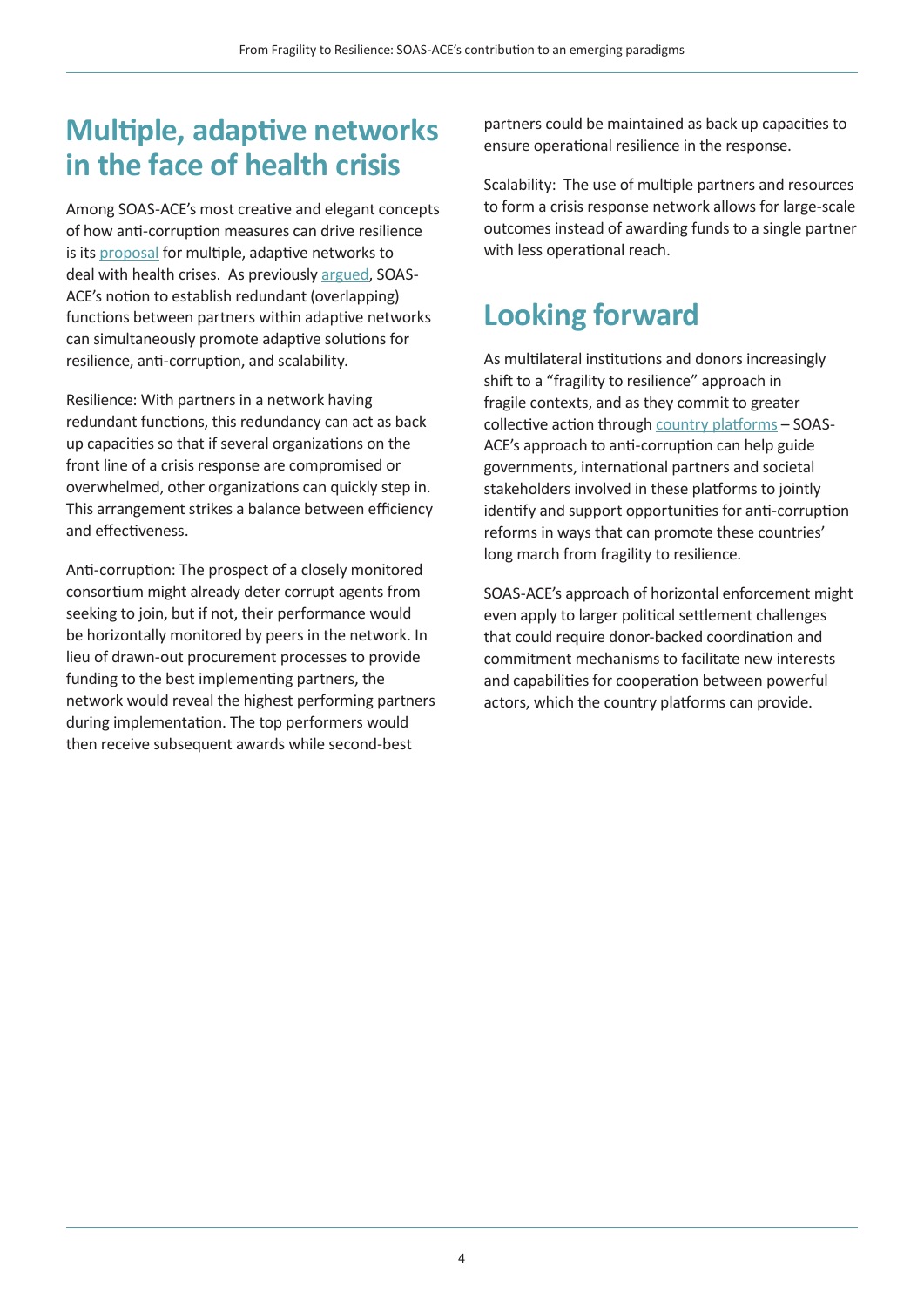## Multiple, adaptive networks in the face of health crisis

Among SOAS-ACE's most creative and elegant concepts of how anti-corruption measures can drive resilience is its proposal for multiple, adaptive networks to deal with health crises. As previously argued, SOAS-ACE's notion to establish redundant (overlapping) functions between partners within adaptive networks can simultaneously promote adaptive solutions for resilience, anti-corruption, and scalability.

Resilience: With partners in a network having redundant functions, this redundancy can act as back up capacities so that if several organizations on the front line of a crisis response are compromised or overwhelmed, other organizations can quickly step in. This arrangement strikes a balance between efficiency and effectiveness.

Anti-corruption: The prospect of a closely monitored consortium might already deter corrupt agents from seeking to join, but if not, their performance would be horizontally monitored by peers in the network. In lieu of drawn-out procurement processes to provide funding to the best implementing partners, the network would reveal the highest performing partners during implementation. The top performers would then receive subsequent awards while second-best partners could be maintained as back up capacities to ensure operational resilience in the response.

Scalability: The use of multiple partners and resources to form a crisis response network allows for large-scale outcomes instead of awarding funds to a single partner with less operational reach.

## Looking forward

As multilateral institutions and donors increasingly shift to a "fragility to resilience" approach in fragile contexts, and as they commit to greater collective action through country platforms – SOAS-ACE's approach to anti-corruption can help guide governments, international partners and societal stakeholders involved in these platforms to jointly identify and support opportunities for anti-corruption reforms in ways that can promote these countries' long march from fragility to resilience.

SOAS-ACE's approach of horizontal enforcement might even apply to larger political settlement challenges that could require donor-backed coordination and commitment mechanisms to facilitate new interests and capabilities for cooperation between powerful actors, which the country platforms can provide.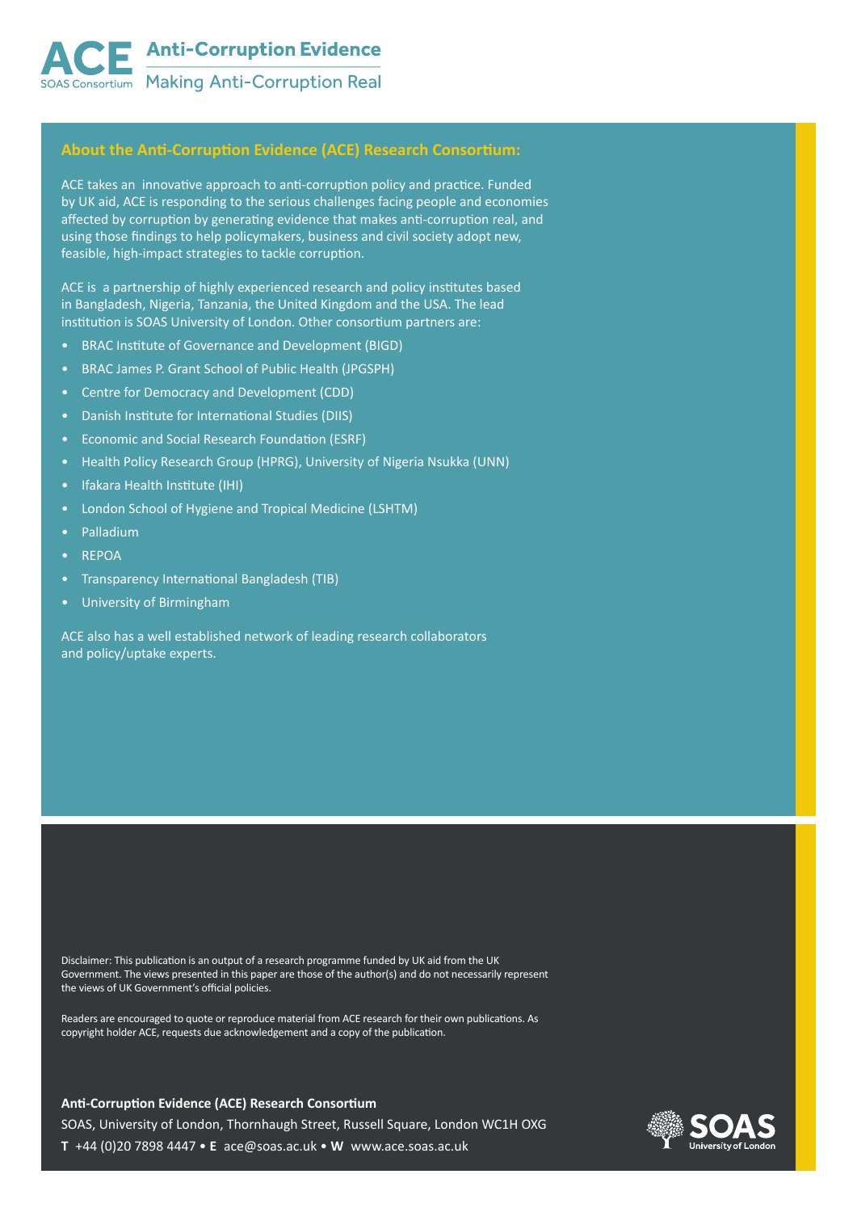**ACE** SOAS Consortium

**Anti-Corruption Evidence**

Making Anti-Corruption Real

## About the Anti-Corruption Evidence (ACE) Research Consortium:

ACE takes an innovative approach to anti-corruption policy and practice. Funded by UK aid, ACE is responding to the serious challenges facing people and economies affected by corruption by generating evidence that makes anti-corruption real, and using those findings to help policymakers, business and civil society adopt new, feasible, high-impact strategies to tackle corruption.

ACE is a partnership of highly experienced research and policy institutes based in Bangladesh, Nigeria, Tanzania, the United Kingdom and the USA. The lead institution is SOAS University of London. Other consortium partners are:

- BRAC Institute of Governance and Development (BIGD)
- BRAC James P. Grant School of Public Health (JPGSPH)
- Centre for Democracy and Development (CDD)
- Danish Institute for International Studies (DIIS)
- Economic and Social Research Foundation (ESRF)
- Health Policy Research Group (HPRG), University of Nigeria Nsukka (UNN)
- Ifakara Health Institute (IHI)
- London School of Hygiene and Tropical Medicine (LSHTM)
- Palladium
- REPOA
- Transparency International Bangladesh (TIB)
- University of Birmingham

ACE also has a well established network of leading research collaborators and policy/uptake experts.

Disclaimer: This publication is an output of a research programme funded by UK aid from the UK Government. The views presented in this paper are those of the author(s) and do not necessarily represent the views of UK Government's official policies.

Readers are encouraged to quote or reproduce material from ACE research for their own publications. As copyright holder ACE, requests due acknowledgement and a copy of the publication.

**Anti-Corruption Evidence (ACE) Research Consortium**

SOAS, University of London, Thornhaugh Street, Russell Square, London WC1H OXG

**T** +44 (0)20 7898 4447 • **E** ace@soas.ac.uk • **W** www.ace.soas.ac.uk

SOAS University of London